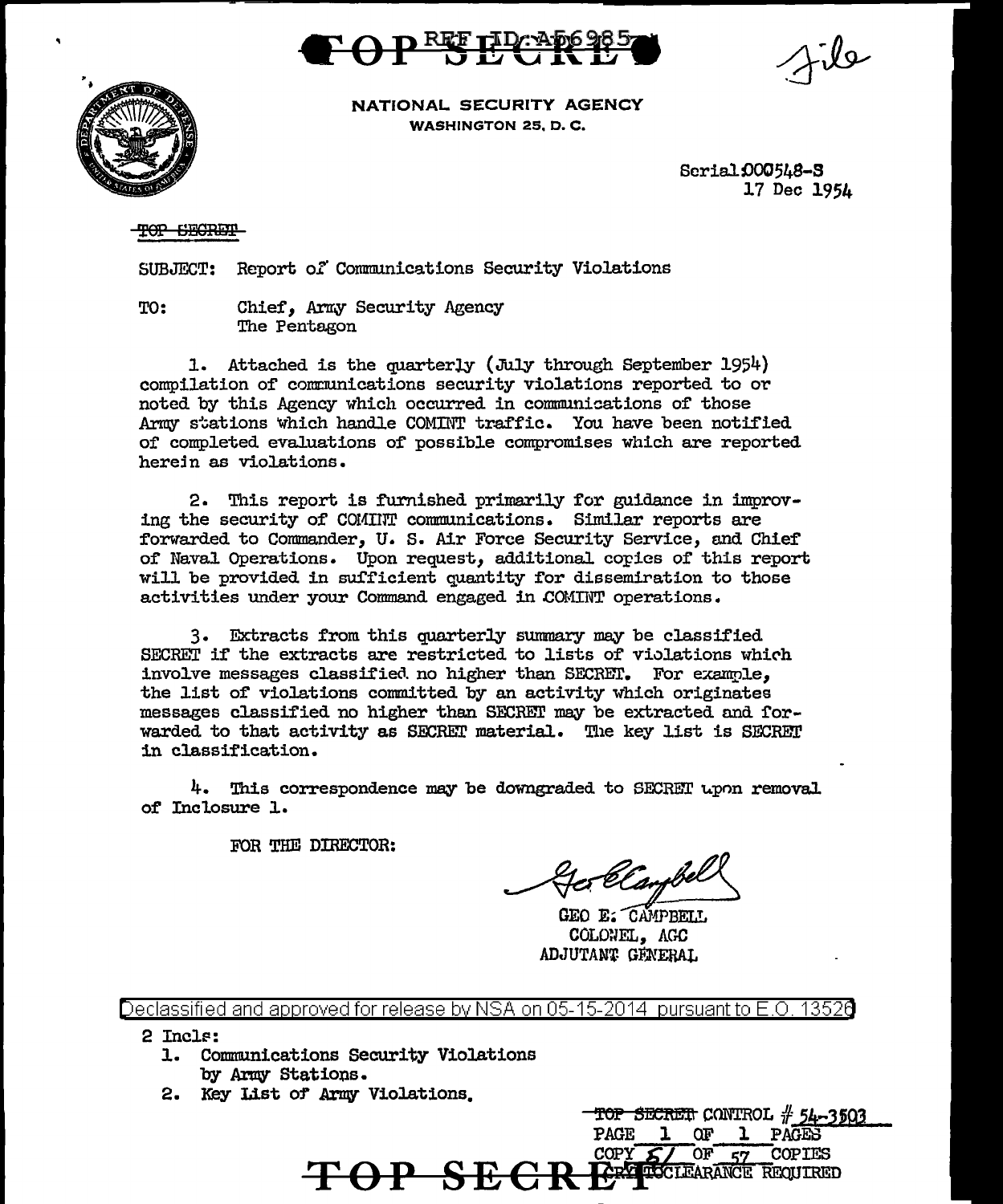TOP SECRET

REF ID:A56985

File

NATIONAL SECURITY AGENCY
WASHINGTON 25, D. C.

Serial 000548-S
17 Dec 1954

~~TOP SECRET~~

SUBJECT: Report of Communications Security Violations

TO: Chief, Army Security Agency
The Pentagon

1. Attached is the quarterly (July through September 1954) compilation of communications security violations reported to or noted by this Agency which occurred in communications of those Army stations which handle COMINT traffic. You have been notified of completed evaluations of possible compromises which are reported herein as violations.

2. This report is furnished primarily for guidance in improving the security of COMINT communications. Similar reports are forwarded to Commander, U. S. Air Force Security Service, and Chief of Naval Operations. Upon request, additional copies of this report will be provided in sufficient quantity for dissemination to those activities under your Command engaged in COMINT operations.

3. Extracts from this quarterly summary may be classified SECRET if the extracts are restricted to lists of violations which involve messages classified no higher than SECRET. For example, the list of violations committed by an activity which originates messages classified no higher than SECRET may be extracted and forwarded to that activity as SECRET material. The key list is SECRET in classification.

4. This correspondence may be downgraded to SECRET upon removal of Inclosure 1.

FOR THE DIRECTOR:

Geo E. Campbell

GEO E. CAMPBELL
COLONEL, AGC
ADJUTANT GENERAL

Declassified and approved for release by NSA on 05-15-2014 pursuant to E.O. 13526

2 Incls:
1. Communications Security Violations by Army Stations.
2. Key List of Army Violations.

~~TOP SECRET~~ CONTROL # 54-3503
PAGE 1 OF 1 PAGES
COPY 51 OF 57 COPIES
CRYPTO CLEARANCE REQUIRED

TOP SECRET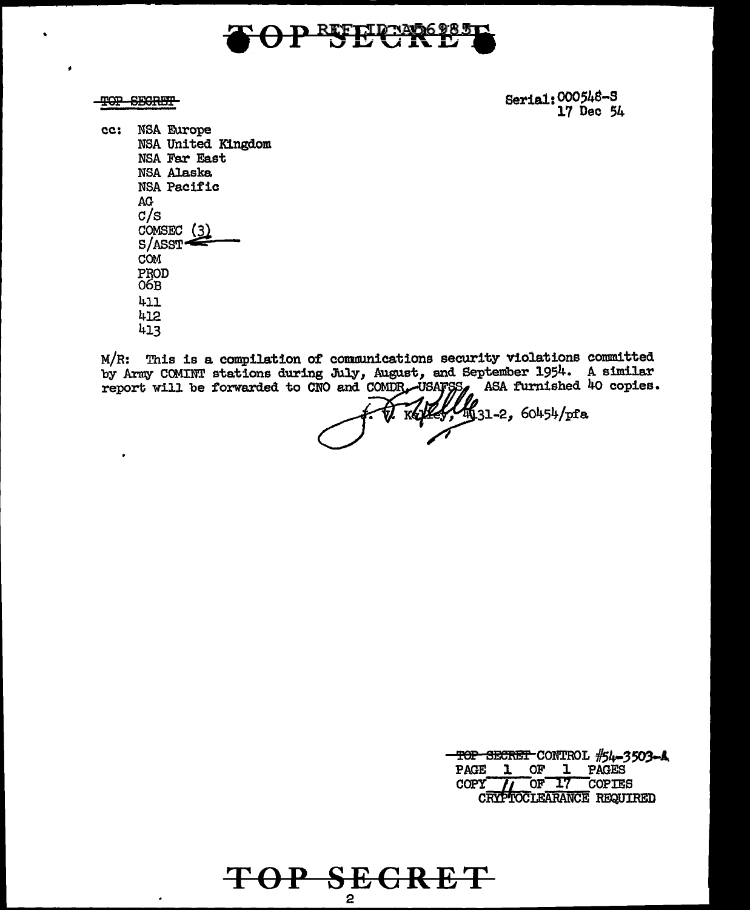TOP SECRET

Serial: 000548-S
17 Dec 54

cc: NSA Europe
NSA United Kingdom
NSA Far East
NSA Alaska
NSA Pacific
AG
C/S
COMSEC (3)
S/ASST
COM
PROD
06B
411
412
413

M/R: This is a compilation of communications security violations committed by Army COMINT stations during July, August, and September 1954. A similar report will be forwarded to CNO and COMDR, USAFSS. ASA furnished 40 copies.

F. V. Kelley, 4131-2, 60454/pfa

TOP SECRET CONTROL #54-3503-A
PAGE 1 OF 1 PAGES
COPY 11 OF 17 COPIES
CRYPTOCLEARANCE REQUIRED

TOP SECRET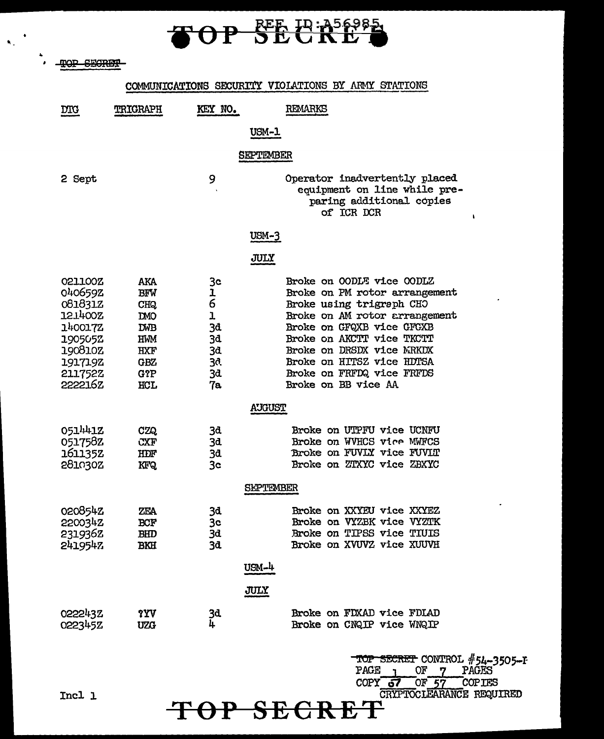TOP SECRET

# COMMUNICATIONS SECURITY VIOLATIONS BY ARMY STATIONS

| DTG | TRIGRAPH | KEY NO. | REMARKS |
|---|---|---|---|
| | | | **USM-1** |
| | | | **SEPTEMBER** |
| 2 Sept | | 9 | Operator inadvertently placed equipment on line while preparing additional copies of ICR DCR |
| | | | **USM-3** |
| | | | **JULY** |
| 021100Z | AKA | 3c | Broke on OODLE vice OODLZ |
| 040659Z | BFW | 1 | Broke on PM rotor arrangement |
| 081831Z | CHQ | 6 | Broke using trigraph CHO |
| 121400Z | DMO | 1 | Broke on AM rotor arrangement |
| 140017Z | DWB | 3d | Broke on GFQXB vice GFGXB |
| 190505Z | HWM | 3d | Broke on AKCTT vice TKCTT |
| 190810Z | HXF | 3d | Broke on DRSDX vice MRKDX |
| 191719Z | GBZ | 3d | Broke on HITSZ vice HDTSA |
| 211752Z | G?P | 3d | Broke on FRFDQ vice FRFDS |
| 222216Z | HCL | 7a | Broke on BB vice AA |
| | | | **AUGUST** |
| 051441Z | CZQ | 3d | Broke on UTPFU vice UCNFU |
| 051758Z | CXF | 3d | Broke on WVHCS vice MWFCS |
| 161135Z | HDF | 3d | Broke on FUVLY vice FUVLT |
| 281030Z | KFQ | 3c | Broke on ZTXYC vice ZBXYC |
| | | | **SEPTEMBER** |
| 020854Z | ZEA | 3d | Broke on XXYEU vice XXYEZ |
| 220034Z | BCF | 3c | Broke on VYZBK vice VYZTK |
| 231936Z | BHD | 3d | Broke on TIPSS vice TIUIS |
| 241954Z | BKH | 3d | Broke on XVUVZ vice XUUVH |
| | | | **USM-4** |
| | | | **JULY** |
| 022243Z | ?YV | 3d | Broke on FDXAD vice FDLAD |
| 022345Z | UZG | 4 | Broke on CNQIP vice WNQIP |

TOP SECRET CONTROL #54-3505-F
PAGE 1 OF 7 PAGES
COPY 57 OF 57 COPIES
CRYPTOCLEARANCE REQUIRED

Incl 1

TOP SECRET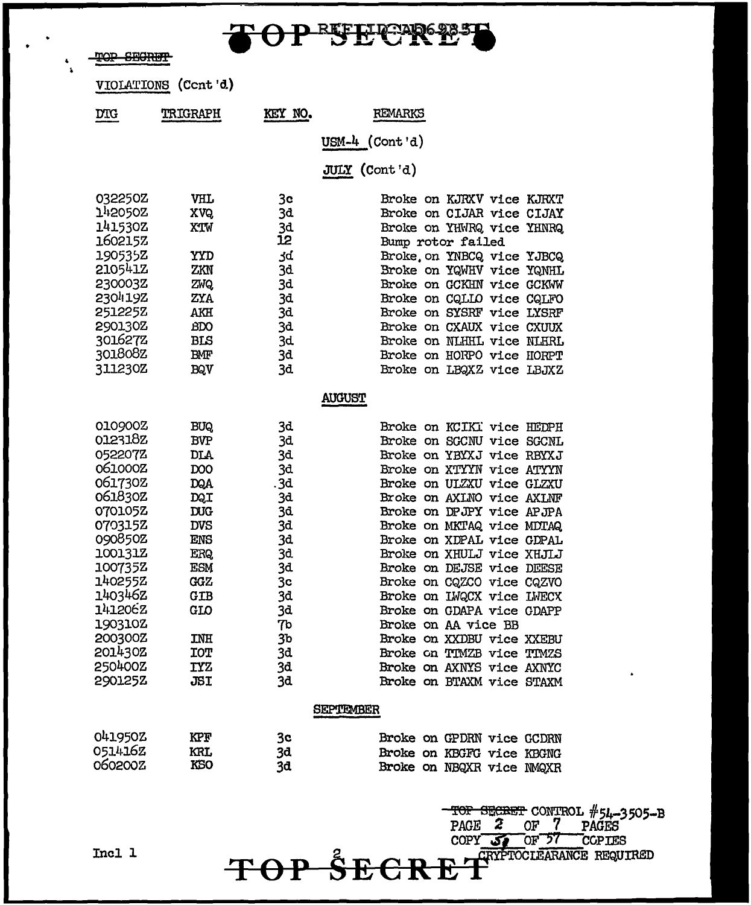TOP SECRET

VIOLATIONS (Cont'd)

| DTG | TRIGRAPH | KEY NO. | REMARKS |
|---|---|---|---|
| | | | **USM-4 (Cont'd)** |
| | | | **JULY (Cont'd)** |
| 032250Z | VHL | 3c | Broke on KJRXV vice KJRXT |
| 142050Z | XVQ | 3d | Broke on CIJAR vice CIJAY |
| 141530Z | XTW | 3d | Broke on YHWRQ vice YHNRQ |
| 160215Z | | 12 | Bump rotor failed |
| 190535Z | YYD | 3d | Broke on YNBCQ vice YJBCQ |
| 210541Z | ZKN | 3d | Broke on YQWHV vice YQNHL |
| 230003Z | ZWQ | 3d | Broke on GCKHN vice GCKWW |
| 230419Z | ZYA | 3d | Broke on CQLLO vice CQLFO |
| 251225Z | AKH | 3d | Broke on SYSRF vice LYSRF |
| 290130Z | BDO | 3d | Broke on CXAUX vice CXUUX |
| 301627Z | BLS | 3d | Broke on NLHHL vice NLHRL |
| 301808Z | BMF | 3d | Broke on HORPO vice HORPT |
| 311230Z | BQV | 3d | Broke on LBQXZ vice LBJXZ |
| | | | **AUGUST** |
| 010900Z | BUQ | 3d | Broke on KCIKI vice HEDPH |
| 012318Z | BVP | 3d | Broke on SGCNU vice SGCNL |
| 052207Z | DLA | 3d | Broke on YBYXJ vice RBYXJ |
| 061000Z | DOO | 3d | Broke on XTYYN vice ATYYN |
| 061730Z | DQA | 3d | Broke on ULZXU vice GLZXU |
| 061830Z | DQI | 3d | Broke on AXLNO vice AXLNF |
| 070105Z | DUG | 3d | Broke on DPJPY vice APJPA |
| 070315Z | DVS | 3d | Broke on MKTAQ vice MDTAQ |
| 090850Z | ENS | 3d | Broke on XDPAL vice GDPAL |
| 100131Z | ERQ | 3d | Broke on XHULJ vice XHJLJ |
| 100735Z | ESM | 3d | Broke on DEJSE vice DEESE |
| 140255Z | GGZ | 3c | Broke on CQZCO vice CQZVO |
| 140346Z | GIB | 3d | Broke on IWQCX vice IWECX |
| 141206Z | GLO | 3d | Broke on GDAPA vice GDAPP |
| 190310Z | | 7b | Broke on AA vice BB |
| 200300Z | INH | 3b | Broke on XXDBU vice XXEBU |
| 201430Z | IOT | 3d | Broke on TTMZB vice TTMZS |
| 250400Z | IYZ | 3d | Broke on AXNYS vice AXNYC |
| 290125Z | JSI | 3d | Broke on BTAXM vice STAXM |
| | | | **SEPTEMBER** |
| 041950Z | KPF | 3c | Broke on GPDRN vice GCDRN |
| 051416Z | KRL | 3d | Broke on KBGFG vice KBGNG |
| 060200Z | KSO | 3d | Broke on NBQXR vice NMQXR |

TOP SECRET CONTROL #54-3505-B
PAGE 2 OF 7 PAGES
COPY 51 OF 57 COPIES
CRYPTOCLEARANCE REQUIRED

Incl 1

TOP SECRET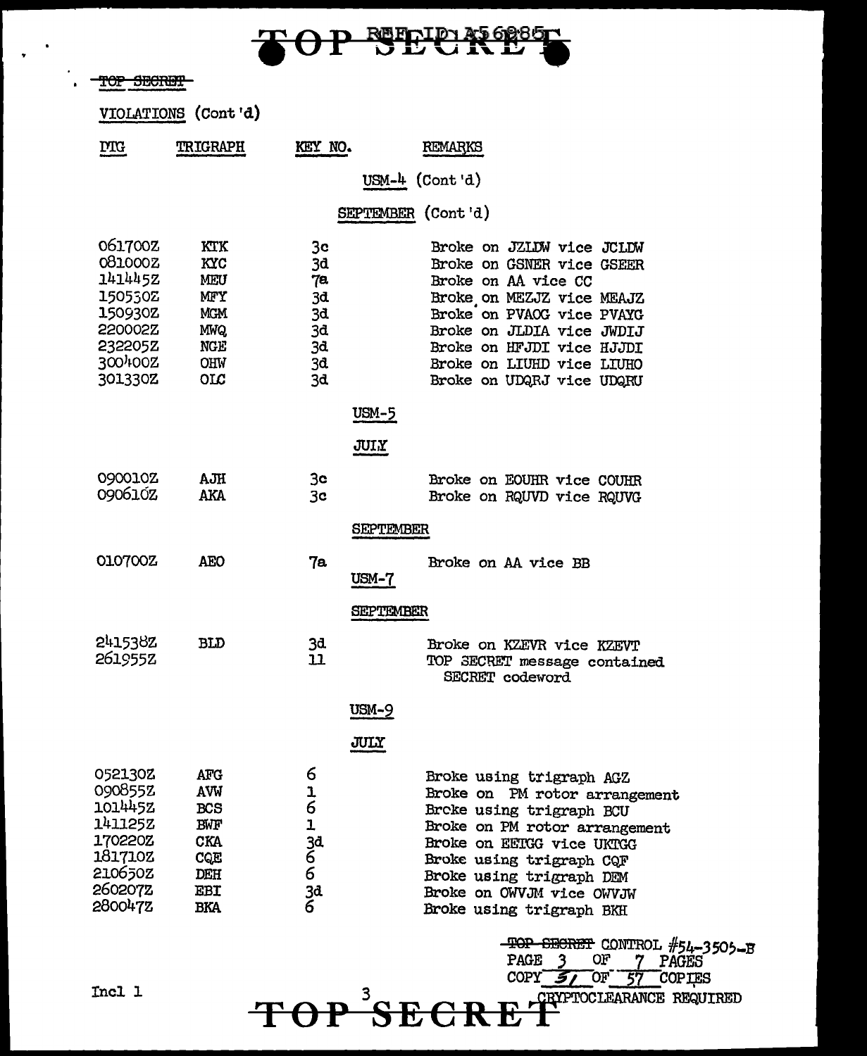TOP SECRET

VIOLATIONS (Cont'd)

| DTG | TRIGRAPH | KEY NO. | REMARKS |
|---|---|---|---|
| | | | **USM-4 (Cont'd)** |
| | | | **SEPTEMBER (Cont'd)** |
| 061700Z | KTK | 3c | Broke on JZLDW vice JCLDW |
| 081000Z | KYC | 3d | Broke on GSNER vice GSEER |
| 141445Z | MEU | 7a | Broke on AA vice CC |
| 150530Z | MFY | 3d | Broke on MEZJZ vice MEAJZ |
| 150930Z | MGM | 3d | Broke on PVAOG vice PVAYG |
| 220002Z | MWQ | 3d | Broke on JLDIA vice JWDIJ |
| 232205Z | NGE | 3d | Broke on HFJDI vice HJJDI |
| 300400Z | OHW | 3d | Broke on LIUHD vice LIUHO |
| 301330Z | OLC | 3d | Broke on UDQRJ vice UDQRU |
| | | | **USM-5** |
| | | | **JULY** |
| 090010Z | AJH | 3c | Broke on EOUHR vice COUHR |
| 090610Z | AKA | 3c | Broke on RQUVD vice RQUVG |
| | | | **SEPTEMBER** |
| 010700Z | AEO | 7a | Broke on AA vice BB |
| | | | **USM-7** |
| | | | **SEPTEMBER** |
| 241538Z | BLD | 3d | Broke on KZEVR vice KZEVT |
| 261955Z | | 11 | TOP SECRET message contained SECRET codeword |
| | | | **USM-9** |
| | | | **JULY** |
| 052130Z | AFG | 6 | Broke using trigraph AGZ |
| 090855Z | AVW | 1 | Broke on PM rotor arrangement |
| 101445Z | BCS | 6 | Brcke using trigraph BCU |
| 141125Z | BWF | 1 | Broke on PM rotor arrangement |
| 170220Z | CKA | 3d | Broke on EEIGG vice UKTGG |
| 181710Z | CQE | 6 | Broke using trigraph CQF |
| 210650Z | DEH | 6 | Broke using trigraph DEM |
| 260207Z | EBI | 3d | Broke on OWVJM vice OWVJW |
| 280047Z | BKA | 6 | Broke using trigraph BKH |

TOP SECRET CONTROL #54-3505-B
PAGE 3 OF 7 PAGES
COPY 51 OF 57 COPIES
CRYPTOCLEARANCE REQUIRED

Incl 1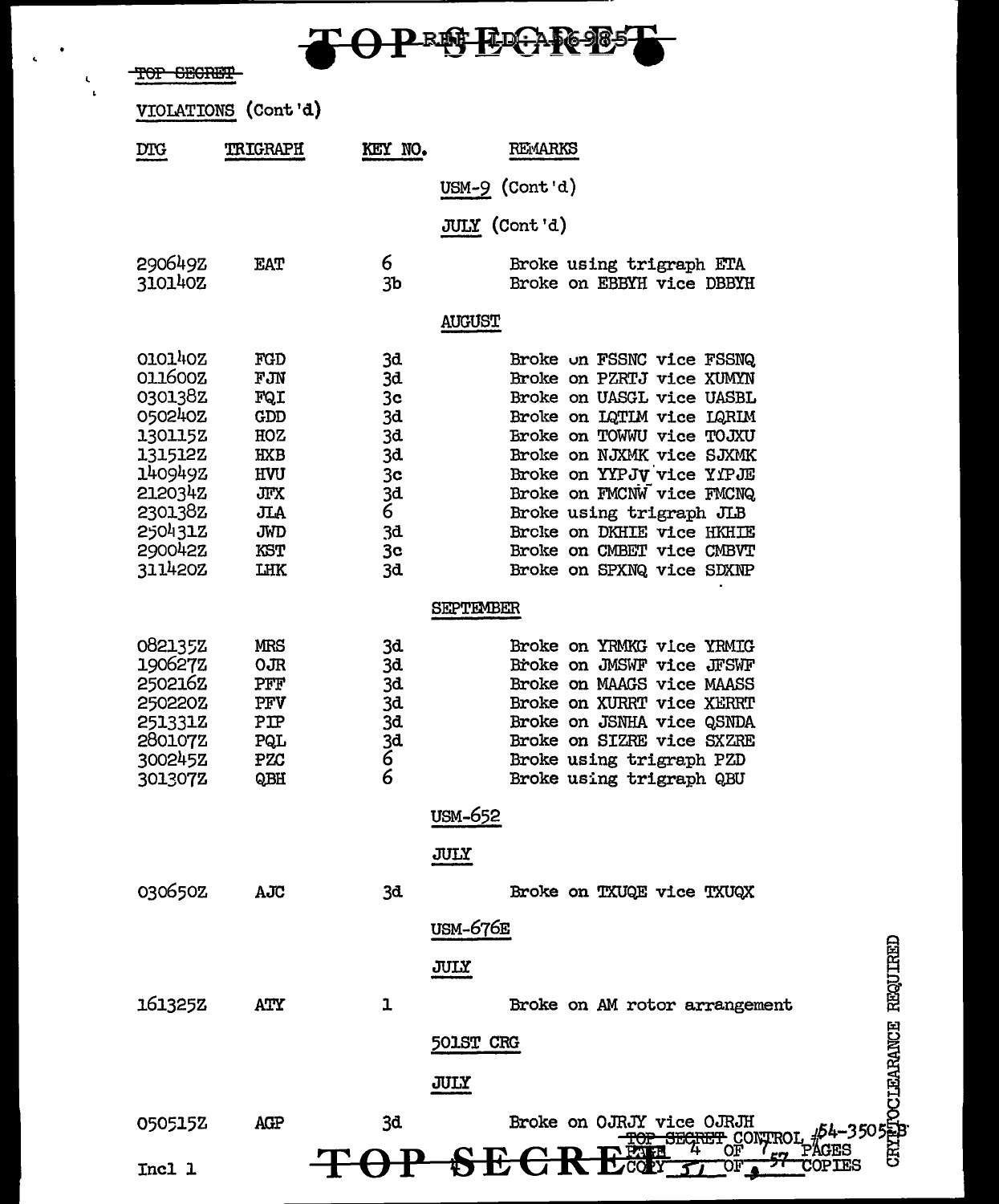TOP SECRET

VIOLATIONS (Cont'd)

| DTG | TRIGRAPH | KEY NO. | REMARKS |
|---|---|---|---|
| | | | **USM-9 (Cont'd)** |
| | | | **JULY (Cont'd)** |
| 290649Z | EAT | 6 | Broke using trigraph ETA |
| 310140Z | | 3b | Broke on EBBYH vice DBBYH |
| | | | **AUGUST** |
| 010140Z | FGD | 3d | Broke on FSSNC vice FSSNQ |
| 011600Z | FJN | 3d | Broke on PZRTJ vice XUMYN |
| 030138Z | FQI | 3c | Broke on UASGL vice UASBL |
| 050240Z | GDD | 3d | Broke on IQTIM vice IQRIM |
| 130115Z | HOZ | 3d | Broke on TOWWU vice TOJXU |
| 131512Z | HXB | 3d | Broke on NJXMK vice SJXMK |
| 140949Z | HVU | 3c | Broke on YYPJV vice YYPJE |
| 212034Z | JFX | 3d | Broke on FMCNW vice FMCNQ |
| 230138Z | JLA | 6 | Broke using trigraph JLB |
| 250431Z | JWD | 3d | Broke on DKHIE vice HKHIE |
| 290042Z | KST | 3c | Broke on CMBET vice CMBVT |
| 311420Z | LHK | 3d | Broke on SPXNQ vice SDXNP |
| | | | **SEPTEMBER** |
| 082135Z | MRS | 3d | Broke on YRMKG vice YRMIG |
| 190627Z | OJR | 3d | Broke on JMSWF vice JFSWF |
| 250216Z | PFF | 3d | Broke on MAAGS vice MAASS |
| 250220Z | PFV | 3d | Broke on XURRT vice XERRT |
| 251331Z | PIP | 3d | Broke on JSNHA vice QSNDA |
| 280107Z | PQL | 3d | Broke on SIZRE vice SXZRE |
| 300245Z | PZC | 6 | Broke using trigraph PZD |
| 301307Z | QBH | 6 | Broke using trigraph QBU |
| | | | **USM-652** |
| | | | **JULY** |
| 030650Z | AJC | 3d | Broke on TXUQE vice TXUQX |
| | | | **USM-676E** |
| | | | **JULY** |
| 161325Z | ATY | 1 | Broke on AM rotor arrangement |
| | | | **501ST CRG** |
| | | | **JULY** |
| 050515Z | AGP | 3d | Broke on OJRJY vice OJRJH |

TOP SECRET CONTROL #54-3505-B
COPY 37 OF 57 COPIES

Incl 1

CRYPTOCLEARANCE REQUIRED

TOP SECRET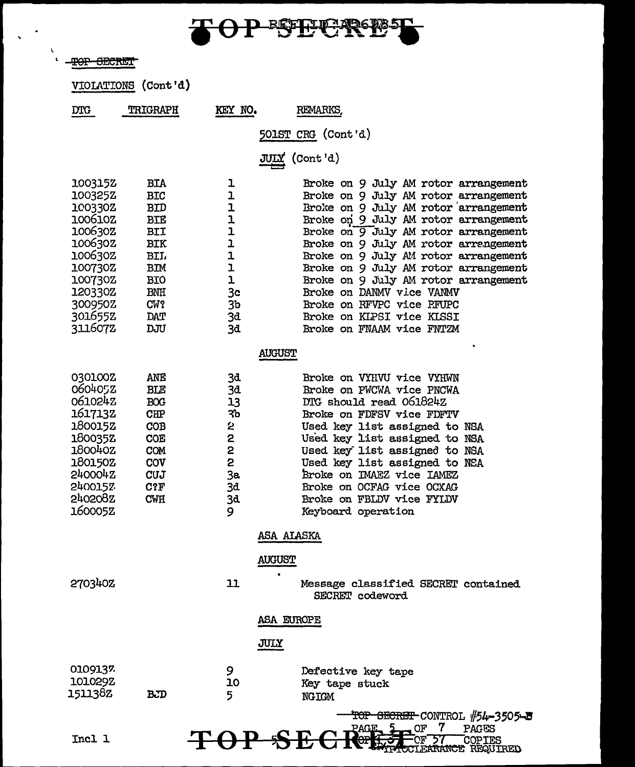TOP SECRET

VIOLATIONS (Cont'd)

| DTG | TRIGRAPH | KEY NO. | REMARKS |
|---|---|---|---|
| | | | 501ST CRG (Cont'd) |
| | | | JULY (Cont'd) |
| 100315Z | BIA | 1 | Broke on 9 July AM rotor arrangement |
| 100325Z | BIC | 1 | Broke on 9 July AM rotor arrangement |
| 100330Z | BID | 1 | Broke on 9 July AM rotor arrangement |
| 100610Z | BIE | 1 | Broke on 9 July AM rotor arrangement |
| 100630Z | BII | 1 | Broke on 9 July AM rotor arrangement |
| 100630Z | BIK | 1 | Broke on 9 July AM rotor arrengement |
| 100630Z | BIL | 1 | Broke on 9 July AM rotor arrangement |
| 100730Z | BIM | 1 | Broke on 9 July AM rotor arrangement |
| 100730Z | BIO | 1 | Broke on 9 July AM rotor arrangement |
| 120330Z | BNH | 3c | Broke on DANMV vice VANMV |
| 300950Z | CW? | 3b | Broke on RFVPC vice PFUPC |
| 301655Z | DAT | 3d | Broke on KIPSI vice KISSI |
| 311607Z | DJU | 3d | Broke on FNAAM vice FNTZM |
| | | | AUGUST |
| 030100Z | ANE | 3d | Broke on VYHVU vice VYHWN |
| 060405Z | BLE | 3d | Broke on PWCWA vice PNCWA |
| 061024Z | BOG | 13 | DTG should read 061824Z |
| 161713Z | CHP | 3b | Broke on FDFSV vice FDFTV |
| 180015Z | COB | 2 | Used key list assigned to NSA |
| 180035Z | COE | 2 | Used key list assigned to NSA |
| 180040Z | COM | 2 | Used key list assigned to NSA |
| 180150Z | COV | 2 | Used key list assigned to NSA |
| 240004Z | CUJ | 3a | Broke on IMAEZ vice IAMEZ |
| 240015Z | C?F | 3d | Broke on OCFAG vice OCXAG |
| 240208Z | CWH | 3d | Broke on FBLDV vice FYLDV |
| 160005Z | | 9 | Keyboard operation |
| | | | ASA ALASKA |
| | | | AUGUST |
| 270340Z | | 11 | Message classified SECRET contained SECRET codeword |
| | | | ASA EUROPE |
| | | | JULY |
| 010913Z | | 9 | Defective key tape |
| 101029Z | | 10 | Key tape stuck |
| 151138Z | BJD | 5 | NGIGM |

TOP SECRET CONTROL #54-3505-B
PAGE 5 OF 7 PAGES
COPY 5 OF 57 COPIES
CRYPTOCLEARANCE REQUIRED

Incl 1

TOP SECRET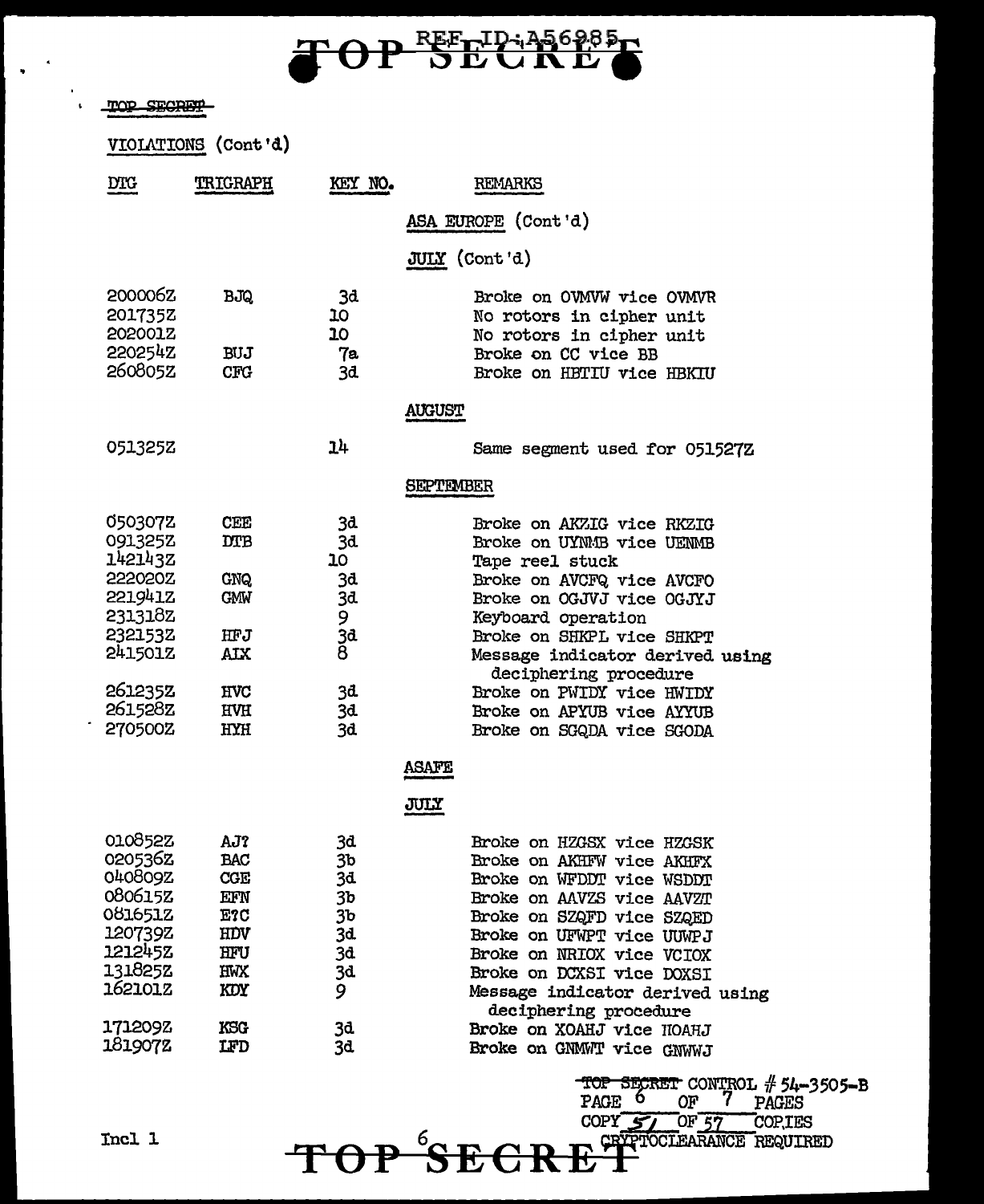TOP SECRET

VIOLATIONS (Cont'd)

| DTG | TRIGRAPH | KEY NO. | REMARKS |
|---|---|---|---|
| | | | **ASA EUROPE (Cont'd)** |
| | | | **JULY (Cont'd)** |
| 200006Z | BJQ | 3d | Broke on OVMVW vice OVMVR |
| 201735Z | | 10 | No rotors in cipher unit |
| 202001Z | | 10 | No rotors in cipher unit |
| 220254Z | BUJ | 7a | Broke on CC vice BB |
| 260805Z | CFG | 3d | Broke on HBTIU vice HBKIU |
| | | | **AUGUST** |
| 051325Z | | 14 | Same segment used for 051527Z |
| | | | **SEPTEMBER** |
| 050307Z | CEE | 3d | Broke on AKZIG vice RKZIG |
| 091325Z | DTB | 3d | Broke on UYNMB vice UENMB |
| 142143Z | | 10 | Tape reel stuck |
| 222020Z | GNQ | 3d | Broke on AVCFQ vice AVCFO |
| 221941Z | GMW | 3d | Broke on OGJVJ vice OGJYJ |
| 231318Z | | 9 | Keyboard operation |
| 232153Z | HFJ | 3d | Broke on SHKPL vice SHKPT |
| 241501Z | AIX | 8 | Message indicator derived using deciphering procedure |
| 261235Z | HVC | 3d | Broke on PWIDY vice HWIDY |
| 261528Z | HVH | 3d | Broke on APYUB vice AYYUB |
| 270500Z | HYH | 3d | Broke on SGQDA vice SGODA |
| | | | **ASAFE** |
| | | | **JULY** |
| 010852Z | AJ? | 3d | Broke on HZGSX vice HZGSK |
| 020536Z | BAC | 3b | Broke on AKHFW vice AKHFX |
| 040809Z | CGE | 3d | Broke on WFDDT vice WSDDT |
| 080615Z | EFN | 3b | Broke on AAVZS vice AAVZT |
| 081651Z | E?C | 3b | Broke on SZQFD vice SZQED |
| 120739Z | HDV | 3d | Broke on UFWPT vice UUWPJ |
| 121245Z | HFU | 3d | Broke on NRIOX vice VCIOX |
| 131825Z | HWX | 3d | Broke on DCXSI vice DOXSI |
| 162101Z | KDY | 9 | Message indicator derived using deciphering procedure |
| 171209Z | KSG | 3d | Broke on XOAHJ vice HOAHJ |
| 181907Z | LFD | 3d | Broke on GNMWT vice GNWWJ |

~~TOP SECRET~~ CONTROL # 54-3505-B
PAGE 6 OF 7 PAGES
COPY 57 OF 57 COPIES
CRYPTOCLEARANCE REQUIRED

Incl 1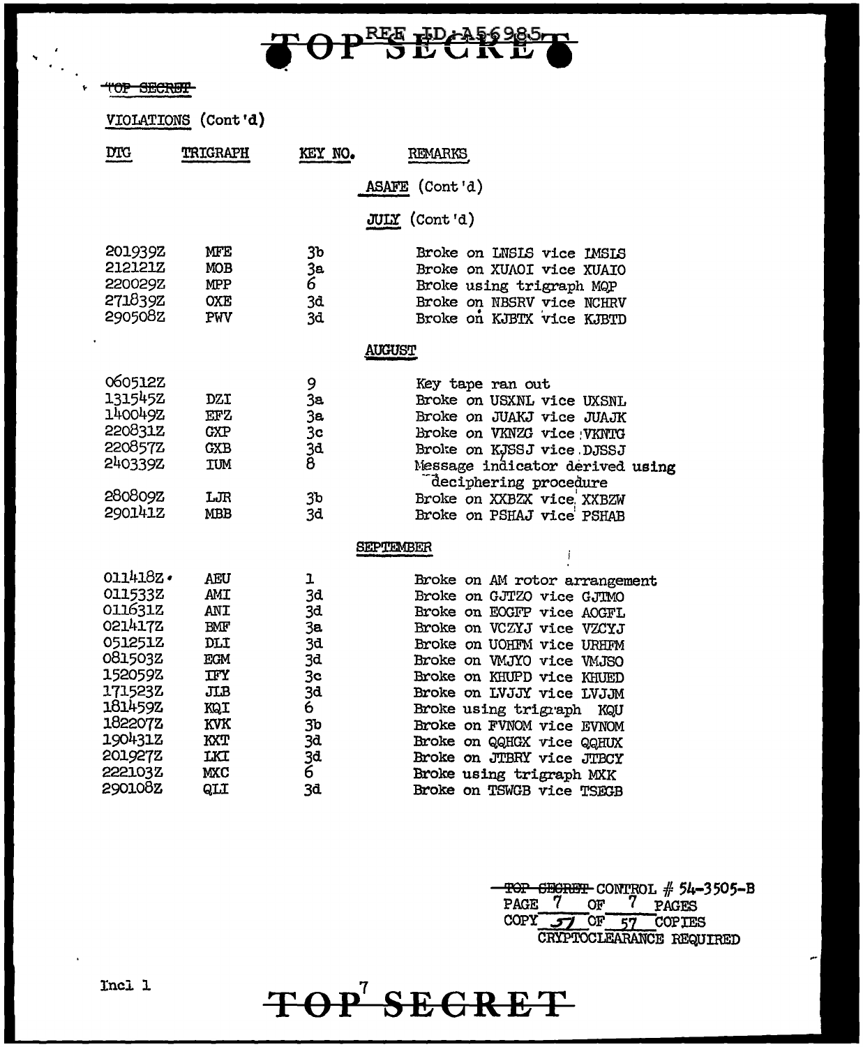TOP SECRET

REF ID:A56985

~~TOP SECRET~~

VIOLATIONS (Cont'd)

| DTG | TRIGRAPH | KEY NO. | REMARKS |
|---|---|---|---|
| | | | **ASAFE (Cont'd)** |
| | | | **JULY (Cont'd)** |
| 201939Z | MFE | 3b | Broke on LNSLS vice LMSLS |
| 212121Z | MOB | 3a | Broke on XUAOI vice XUAIO |
| 220029Z | MPP | 6 | Broke using trigraph MQP |
| 271839Z | OXE | 3d | Broke on NBSRV vice NCHRV |
| 290508Z | PWV | 3d | Broke on KJBTX vice KJBTD |
| | | | **AUGUST** |
| 060512Z | | 9 | Key tape ran out |
| 131545Z | DZI | 3a | Broke on USXNL vice UXSNL |
| 140049Z | EFZ | 3a | Broke on JUAKJ vice JUAJK |
| 220831Z | GXP | 3c | Broke on VKNZG vice VKNTG |
| 220857Z | GXB | 3d | Broke on KJSSJ vice DJSSJ |
| 240339Z | IUM | 8 | Message indicator derived using deciphering procedure |
| 280809Z | LJR | 3b | Broke on XXBZX vice XXBZW |
| 290141Z | MBB | 3d | Broke on PSHAJ vice PSHAB |
| | | | **SEPTEMBER** |
| 011418Z | AEU | 1 | Broke on AM rotor arrangement |
| 011533Z | AMI | 3d | Broke on GJTZO vice GJTMO |
| 011631Z | ANI | 3d | Broke on EOGFP vice AOGFL |
| 021417Z | BMF | 3a | Broke on VCZYJ vice VZCYJ |
| 051251Z | DLI | 3d | Broke on UOHFM vice URHFM |
| 081503Z | EGM | 3d | Broke on VMJYO vice VMJSO |
| 152059Z | IFY | 3c | Broke on KHUPD vice KHUED |
| 171523Z | JLB | 3d | Broke on LVJJY vice LVJJM |
| 181459Z | KQI | 6 | Broke using trigraph KQU |
| 182207Z | KVK | 3b | Broke on FVNOM vice EVNOM |
| 190431Z | KXT | 3d | Broke on QQHGX vice QQHUX |
| 201927Z | LKI | 3d | Broke on JTBRY vice JTBCY |
| 222103Z | MXC | 6 | Broke using trigraph MXK |
| 290108Z | QLI | 3d | Broke on TSWGB vice TSEGB |

~~TOP SECRET~~ CONTROL # 54-3505-B
PAGE 7 OF 7 PAGES
COPY 57 OF 57 COPIES
CRYPTOCLEARANCE REQUIRED

Incl 1

TOP SECRET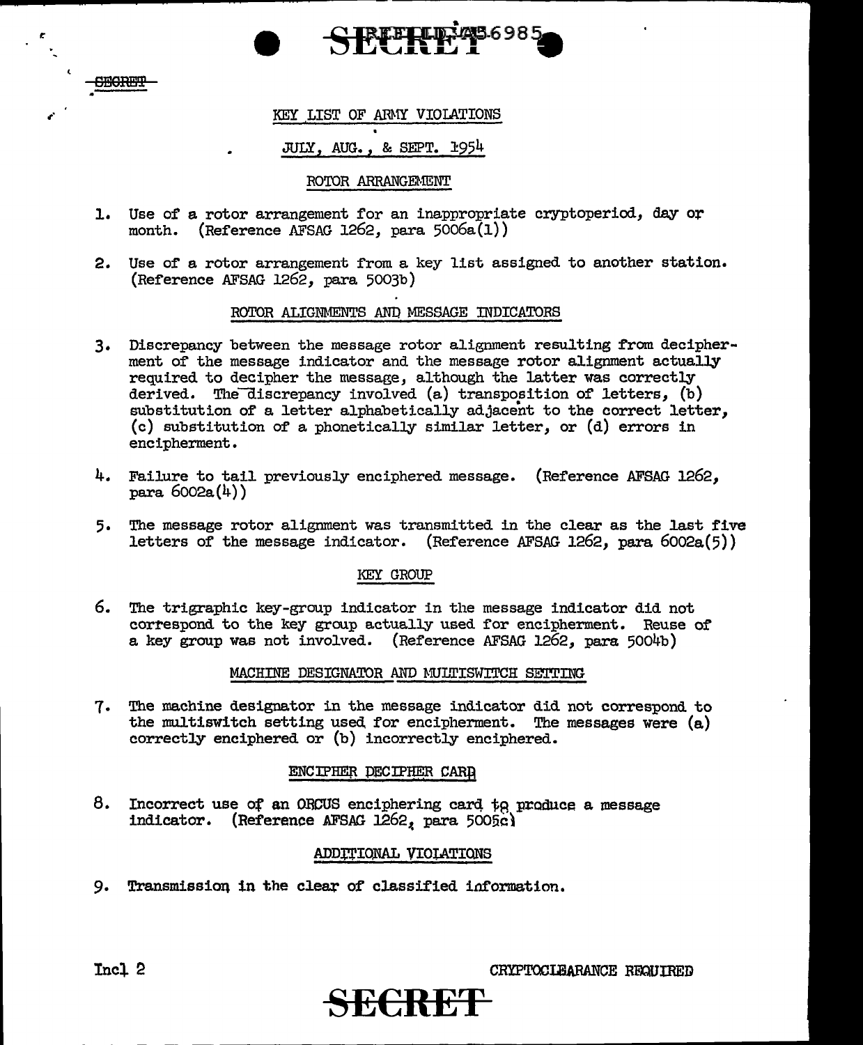KEY LIST OF ARMY VIOLATIONS

JULY, AUG., & SEPT. 1954

ROTOR ARRANGEMENT

1. Use of a rotor arrangement for an inappropriate cryptoperiod, day or month. (Reference AFSAG 1262, para 5006a(1))

2. Use of a rotor arrangement from a key list assigned to another station. (Reference AFSAG 1262, para 5003b)

ROTOR ALIGNMENTS AND MESSAGE INDICATORS

3. Discrepancy between the message rotor alignment resulting from decipherment of the message indicator and the message rotor alignment actually required to decipher the message, although the latter was correctly derived. The discrepancy involved (a) transposition of letters, (b) substitution of a letter alphabetically adjacent to the correct letter, (c) substitution of a phonetically similar letter, or (d) errors in encipherment.

4. Failure to tail previously enciphered message. (Reference AFSAG 1262, para 6002a(4))

5. The message rotor alignment was transmitted in the clear as the last five letters of the message indicator. (Reference AFSAG 1262, para 6002a(5))

KEY GROUP

6. The trigraphic key-group indicator in the message indicator did not correspond to the key group actually used for encipherment. Reuse of a key group was not involved. (Reference AFSAG 1262, para 5004b)

MACHINE DESIGNATOR AND MULTISWITCH SETTING

7. The machine designator in the message indicator did not correspond to the multiswitch setting used for encipherment. The messages were (a) correctly enciphered or (b) incorrectly enciphered.

ENCIPHER DECIPHER CARD

8. Incorrect use of an ORCUS enciphering card to produce a message indicator. (Reference AFSAG 1262, para 5005c)

ADDITIONAL VIOLATIONS

9. Transmission in the clear of classified information.

Incl 2

CRYPTOCLEARANCE REQUIRED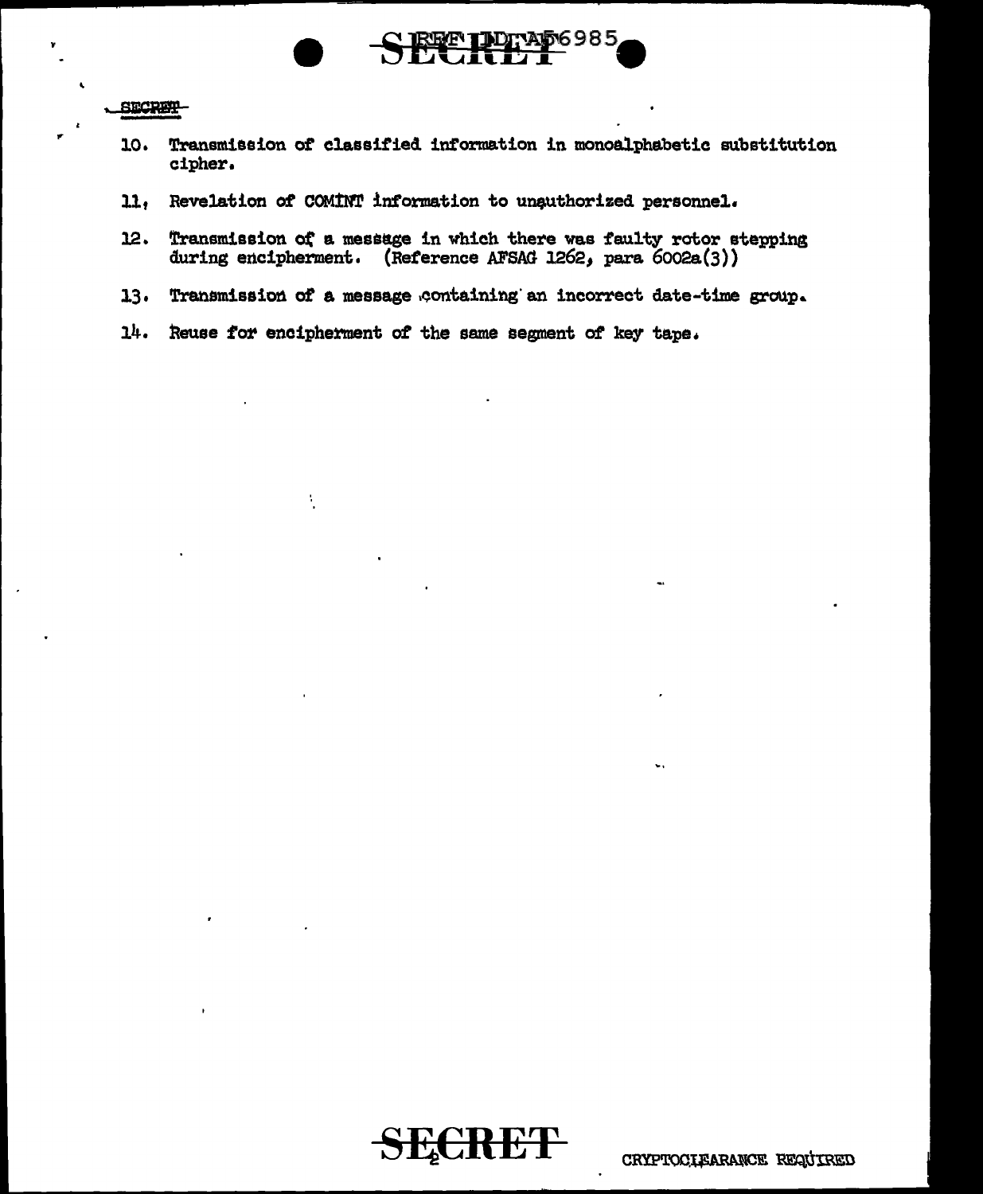10. Transmission of classified information in monoalphabetic substitution cipher.

11. Revelation of COMINT information to unauthorized personnel.

12. Transmission of a message in which there was faulty rotor stepping during encipherment. (Reference AFSAG 1262, para 6002a(3))

13. Transmission of a message containing an incorrect date-time group.

14. Reuse for encipherment of the same segment of key tape.

CRYPTOCLEARANCE REQUIRED